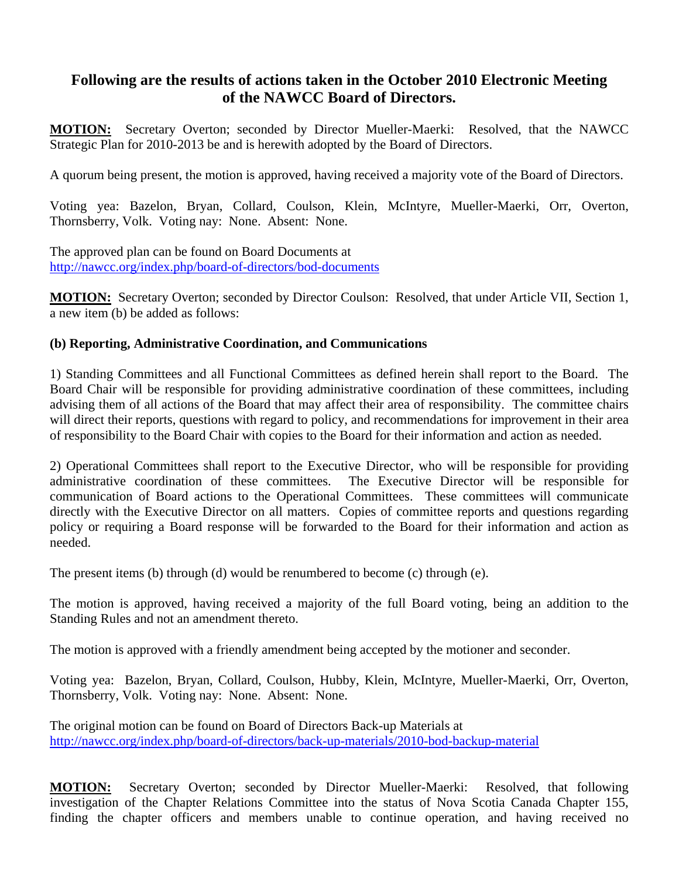## Following are the results of actions taken in the October 2010 Electronic Meeting of the NAWCC Board of Directors.

**MOTION:** Secretary Overton; seconded by Director Mueller-Maerki: Resolved, that the NAWCC Strategic Plan for 2010-2013 be and is herewith adopted by the Board of Directors.

A quorum being present, the motion is approved, having received a majority vote of the Board of Directors.

Voting yea: Bazelon, Bryan, Collard, Coulson, Klein, McIntyre, Mueller-Maerki, Orr, Overton, Thornsberry, Volk. Voting nay: None. Absent: None.

The approved plan can be found on Board Documents at
http://nawcc.org/index.php/board-of-directors/bod-documents

**MOTION:** Secretary Overton; seconded by Director Coulson: Resolved, that under Article VII, Section 1, a new item (b) be added as follows:

**(b) Reporting, Administrative Coordination, and Communications**

1) Standing Committees and all Functional Committees as defined herein shall report to the Board. The Board Chair will be responsible for providing administrative coordination of these committees, including advising them of all actions of the Board that may affect their area of responsibility. The committee chairs will direct their reports, questions with regard to policy, and recommendations for improvement in their area of responsibility to the Board Chair with copies to the Board for their information and action as needed.

2) Operational Committees shall report to the Executive Director, who will be responsible for providing administrative coordination of these committees. The Executive Director will be responsible for communication of Board actions to the Operational Committees. These committees will communicate directly with the Executive Director on all matters. Copies of committee reports and questions regarding policy or requiring a Board response will be forwarded to the Board for their information and action as needed.

The present items (b) through (d) would be renumbered to become (c) through (e).

The motion is approved, having received a majority of the full Board voting, being an addition to the Standing Rules and not an amendment thereto.

The motion is approved with a friendly amendment being accepted by the motioner and seconder.

Voting yea: Bazelon, Bryan, Collard, Coulson, Hubby, Klein, McIntyre, Mueller-Maerki, Orr, Overton, Thornsberry, Volk. Voting nay: None. Absent: None.

The original motion can be found on Board of Directors Back-up Materials at
http://nawcc.org/index.php/board-of-directors/back-up-materials/2010-bod-backup-material

**MOTION:** Secretary Overton; seconded by Director Mueller-Maerki: Resolved, that following investigation of the Chapter Relations Committee into the status of Nova Scotia Canada Chapter 155, finding the chapter officers and members unable to continue operation, and having received no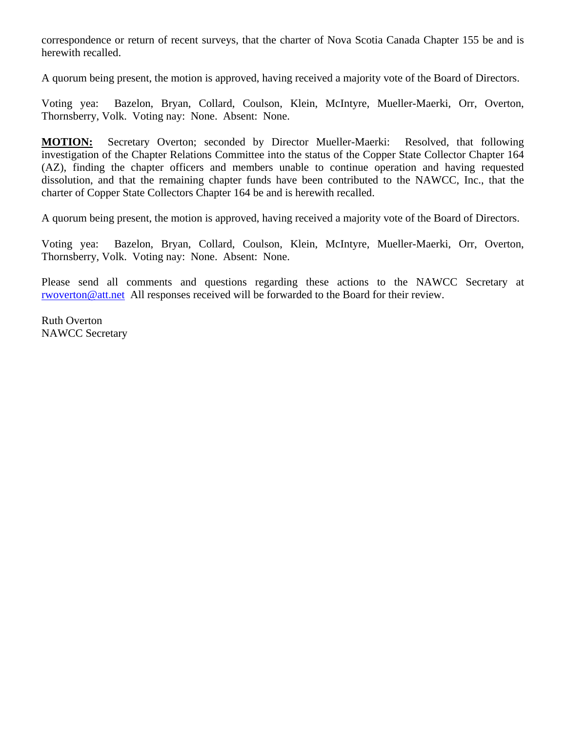correspondence or return of recent surveys, that the charter of Nova Scotia Canada Chapter 155 be and is herewith recalled.

A quorum being present, the motion is approved, having received a majority vote of the Board of Directors.

Voting yea: Bazelon, Bryan, Collard, Coulson, Klein, McIntyre, Mueller-Maerki, Orr, Overton, Thornsberry, Volk. Voting nay: None. Absent: None.

**MOTION:** Secretary Overton; seconded by Director Mueller-Maerki: Resolved, that following investigation of the Chapter Relations Committee into the status of the Copper State Collector Chapter 164 (AZ), finding the chapter officers and members unable to continue operation and having requested dissolution, and that the remaining chapter funds have been contributed to the NAWCC, Inc., that the charter of Copper State Collectors Chapter 164 be and is herewith recalled.

A quorum being present, the motion is approved, having received a majority vote of the Board of Directors.

Voting yea: Bazelon, Bryan, Collard, Coulson, Klein, McIntyre, Mueller-Maerki, Orr, Overton, Thornsberry, Volk. Voting nay: None. Absent: None.

Please send all comments and questions regarding these actions to the NAWCC Secretary at rwoverton@att.net All responses received will be forwarded to the Board for their review.

Ruth Overton
NAWCC Secretary